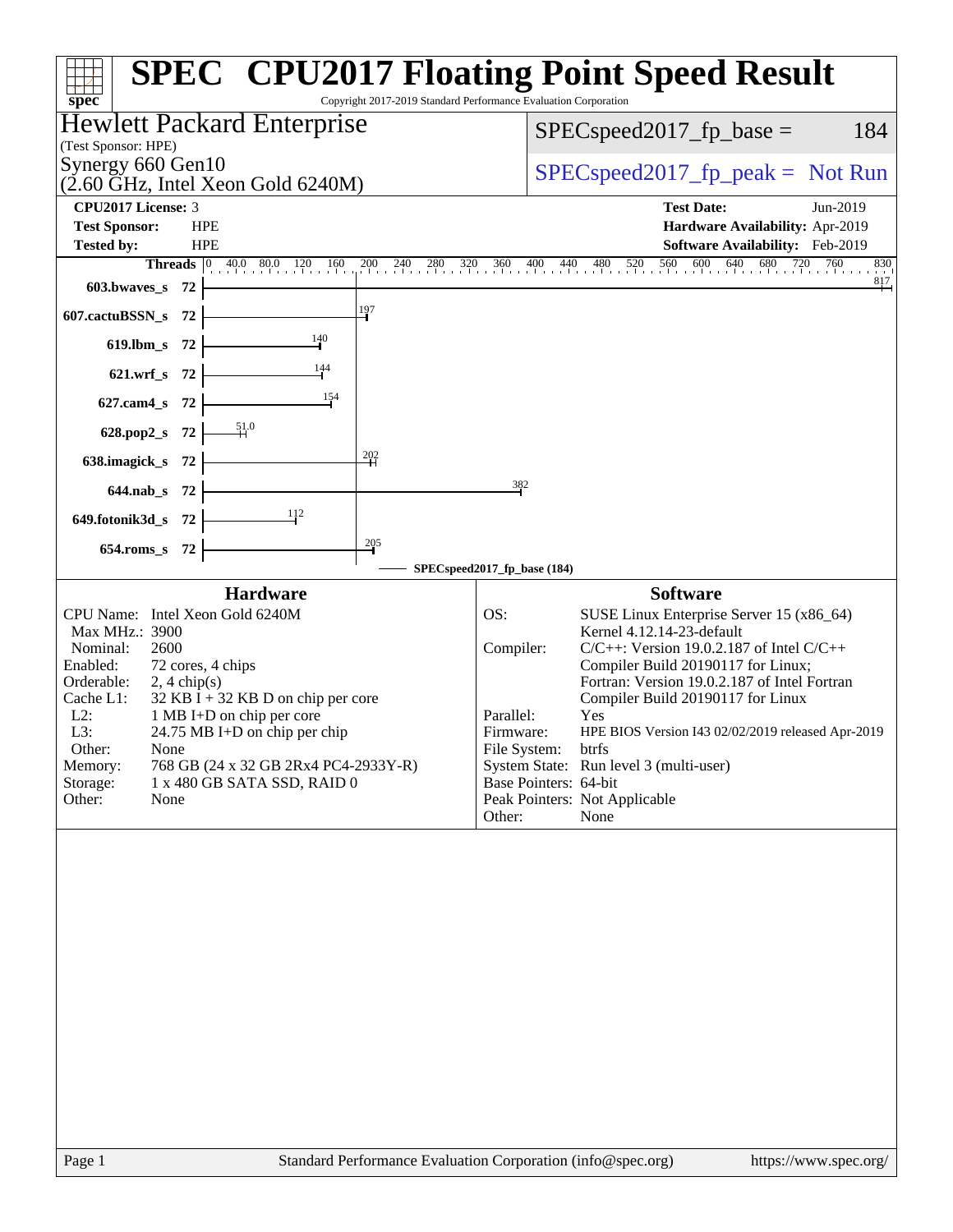# SPEC CPU2017 Floating Point Speed Result

Copyright 2017-2019 Standard Performance Evaluation Corporation

**Hewlett Packard Enterprise**
(Test Sponsor: HPE)
Synergy 660 Gen10
(2.60 GHz, Intel Xeon Gold 6240M)

SPECspeed2017_fp_base = 184

SPECspeed2017_fp_peak = Not Run

| | | | |
|---|---|---|---|
| **CPU2017 License:** | 3 | **Test Date:** | Jun-2019 |
| **Test Sponsor:** | HPE | **Hardware Availability:** | Apr-2019 |
| **Tested by:** | HPE | **Software Availability:** | Feb-2019 |

| Benchmark | Threads | Base Ratio |
|---|---|---|
| 603.bwaves_s | 72 | 817 |
| 607.cactuBSSN_s | 72 | 197 |
| 619.lbm_s | 72 | 140 |
| 621.wrf_s | 72 | 144 |
| 627.cam4_s | 72 | 154 |
| 628.pop2_s | 72 | 51.0 |
| 638.imagick_s | 72 | 202 |
| 644.nab_s | 72 | 382 |
| 649.fotonik3d_s | 72 | 112 |
| 654.roms_s | 72 | 205 |

SPECspeed2017_fp_base (184)

## Hardware

| | |
|---|---|
| CPU Name: | Intel Xeon Gold 6240M |
| Max MHz.: | 3900 |
| Nominal: | 2600 |
| Enabled: | 72 cores, 4 chips |
| Orderable: | 2, 4 chip(s) |
| Cache L1: | 32 KB I + 32 KB D on chip per core |
| L2: | 1 MB I+D on chip per core |
| L3: | 24.75 MB I+D on chip per chip |
| Other: | None |
| Memory: | 768 GB (24 x 32 GB 2Rx4 PC4-2933Y-R) |
| Storage: | 1 x 480 GB SATA SSD, RAID 0 |
| Other: | None |

## Software

| | |
|---|---|
| OS: | SUSE Linux Enterprise Server 15 (x86_64) Kernel 4.12.14-23-default |
| Compiler: | C/C++: Version 19.0.2.187 of Intel C/C++ Compiler Build 20190117 for Linux; Fortran: Version 19.0.2.187 of Intel Fortran Compiler Build 20190117 for Linux |
| Parallel: | Yes |
| Firmware: | HPE BIOS Version I43 02/02/2019 released Apr-2019 |
| File System: | btrfs |
| System State: | Run level 3 (multi-user) |
| Base Pointers: | 64-bit |
| Peak Pointers: | Not Applicable |
| Other: | None |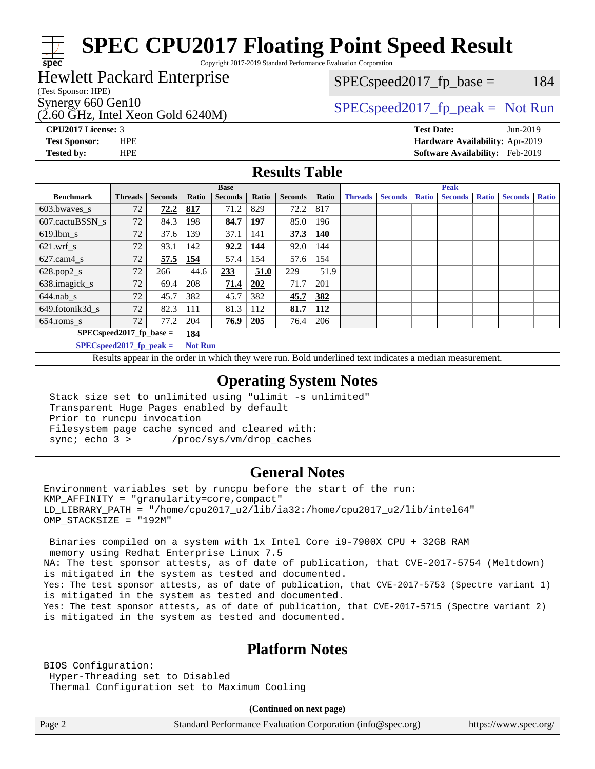# SPEC CPU2017 Floating Point Speed Result

Copyright 2017-2019 Standard Performance Evaluation Corporation

**Hewlett Packard Enterprise**
(Test Sponsor: HPE)
Synergy 660 Gen10
(2.60 GHz, Intel Xeon Gold 6240M)

SPECspeed2017_fp_base = 184

SPECspeed2017_fp_peak = Not Run

**CPU2017 License:** 3
**Test Sponsor:** HPE
**Tested by:** HPE

**Test Date:** Jun-2019
**Hardware Availability:** Apr-2019
**Software Availability:** Feb-2019

## Results Table

| Benchmark | Base | | | | | | | Peak | | | | | | |
|---|---|---|---|---|---|---|---|---|---|---|---|---|---|---|
| | Threads | Seconds | Ratio | Seconds | Ratio | Seconds | Ratio | Threads | Seconds | Ratio | Seconds | Ratio | Seconds | Ratio |
| 603.bwaves_s | 72 | **72.2** | **817** | 71.2 | 829 | 72.2 | 817 | | | | | | | |
| 607.cactuBSSN_s | 72 | 84.3 | 198 | **84.7** | **197** | 85.0 | 196 | | | | | | | |
| 619.lbm_s | 72 | 37.6 | 139 | 37.1 | 141 | **37.3** | **140** | | | | | | | |
| 621.wrf_s | 72 | 93.1 | 142 | **92.2** | **144** | 92.0 | 144 | | | | | | | |
| 627.cam4_s | 72 | **57.5** | **154** | 57.4 | 154 | 57.6 | 154 | | | | | | | |
| 628.pop2_s | 72 | 266 | 44.6 | **233** | **51.0** | 229 | 51.9 | | | | | | | |
| 638.imagick_s | 72 | 69.4 | 208 | **71.4** | **202** | 71.7 | 201 | | | | | | | |
| 644.nab_s | 72 | 45.7 | 382 | 45.7 | 382 | **45.7** | **382** | | | | | | | |
| 649.fotonik3d_s | 72 | 82.3 | 111 | 81.3 | 112 | **81.7** | **112** | | | | | | | |
| 654.roms_s | 72 | 77.2 | 204 | **76.9** | **205** | 76.4 | 206 | | | | | | | |

SPECspeed2017_fp_base = **184**

SPECspeed2017_fp_peak = **Not Run**

Results appear in the order in which they were run. Bold underlined text indicates a median measurement.

## Operating System Notes

```
Stack size set to unlimited using "ulimit -s unlimited"
Transparent Huge Pages enabled by default
Prior to runcpu invocation
Filesystem page cache synced and cleared with:
sync; echo 3 >       /proc/sys/vm/drop_caches
```

## General Notes

```
Environment variables set by runcpu before the start of the run:
KMP_AFFINITY = "granularity=core,compact"
LD_LIBRARY_PATH = "/home/cpu2017_u2/lib/ia32:/home/cpu2017_u2/lib/intel64"
OMP_STACKSIZE = "192M"

 Binaries compiled on a system with 1x Intel Core i9-7900X CPU + 32GB RAM
 memory using Redhat Enterprise Linux 7.5
NA: The test sponsor attests, as of date of publication, that CVE-2017-5754 (Meltdown)
is mitigated in the system as tested and documented.
Yes: The test sponsor attests, as of date of publication, that CVE-2017-5753 (Spectre variant 1)
is mitigated in the system as tested and documented.
Yes: The test sponsor attests, as of date of publication, that CVE-2017-5715 (Spectre variant 2)
is mitigated in the system as tested and documented.
```

## Platform Notes

```
BIOS Configuration:
 Hyper-Threading set to Disabled
 Thermal Configuration set to Maximum Cooling
```

**(Continued on next page)**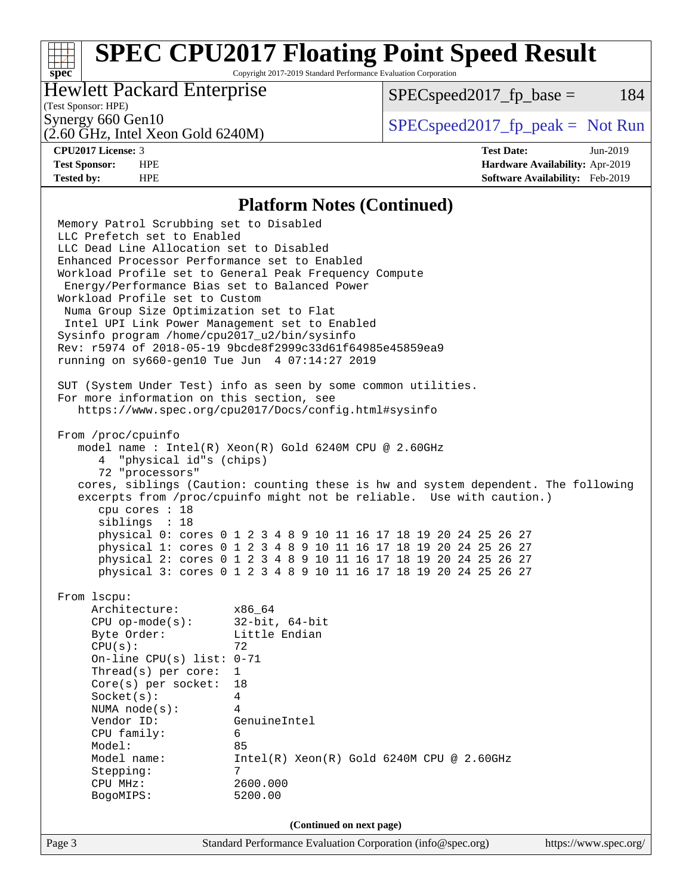# SPEC CPU2017 Floating Point Speed Result

Copyright 2017-2019 Standard Performance Evaluation Corporation

**Hewlett Packard Enterprise**
(Test Sponsor: HPE)

Synergy 660 Gen10
(2.60 GHz, Intel Xeon Gold 6240M)

SPECspeed2017_fp_base = 184

SPECspeed2017_fp_peak = Not Run

**CPU2017 License:** 3
**Test Sponsor:** HPE
**Tested by:** HPE

**Test Date:** Jun-2019
**Hardware Availability:** Apr-2019
**Software Availability:** Feb-2019

## Platform Notes (Continued)

```
Memory Patrol Scrubbing set to Disabled
LLC Prefetch set to Enabled
LLC Dead Line Allocation set to Disabled
Enhanced Processor Performance set to Enabled
Workload Profile set to General Peak Frequency Compute
 Energy/Performance Bias set to Balanced Power
Workload Profile set to Custom
 Numa Group Size Optimization set to Flat
 Intel UPI Link Power Management set to Enabled
Sysinfo program /home/cpu2017_u2/bin/sysinfo
Rev: r5974 of 2018-05-19 9bcde8f2999c33d61f64985e45859ea9
running on sy660-gen10 Tue Jun  4 07:14:27 2019

SUT (System Under Test) info as seen by some common utilities.
For more information on this section, see
   https://www.spec.org/cpu2017/Docs/config.html#sysinfo

From /proc/cpuinfo
   model name : Intel(R) Xeon(R) Gold 6240M CPU @ 2.60GHz
      4  "physical id"s (chips)
      72 "processors"
   cores, siblings (Caution: counting these is hw and system dependent. The following
   excerpts from /proc/cpuinfo might not be reliable.  Use with caution.)
      cpu cores : 18
      siblings  : 18
      physical 0: cores 0 1 2 3 4 8 9 10 11 16 17 18 19 20 24 25 26 27
      physical 1: cores 0 1 2 3 4 8 9 10 11 16 17 18 19 20 24 25 26 27
      physical 2: cores 0 1 2 3 4 8 9 10 11 16 17 18 19 20 24 25 26 27
      physical 3: cores 0 1 2 3 4 8 9 10 11 16 17 18 19 20 24 25 26 27

From lscpu:
     Architecture:          x86_64
     CPU op-mode(s):        32-bit, 64-bit
     Byte Order:            Little Endian
     CPU(s):                72
     On-line CPU(s) list:   0-71
     Thread(s) per core:    1
     Core(s) per socket:    18
     Socket(s):             4
     NUMA node(s):          4
     Vendor ID:             GenuineIntel
     CPU family:            6
     Model:                 85
     Model name:            Intel(R) Xeon(R) Gold 6240M CPU @ 2.60GHz
     Stepping:              7
     CPU MHz:               2600.000
     BogoMIPS:              5200.00
```

**(Continued on next page)**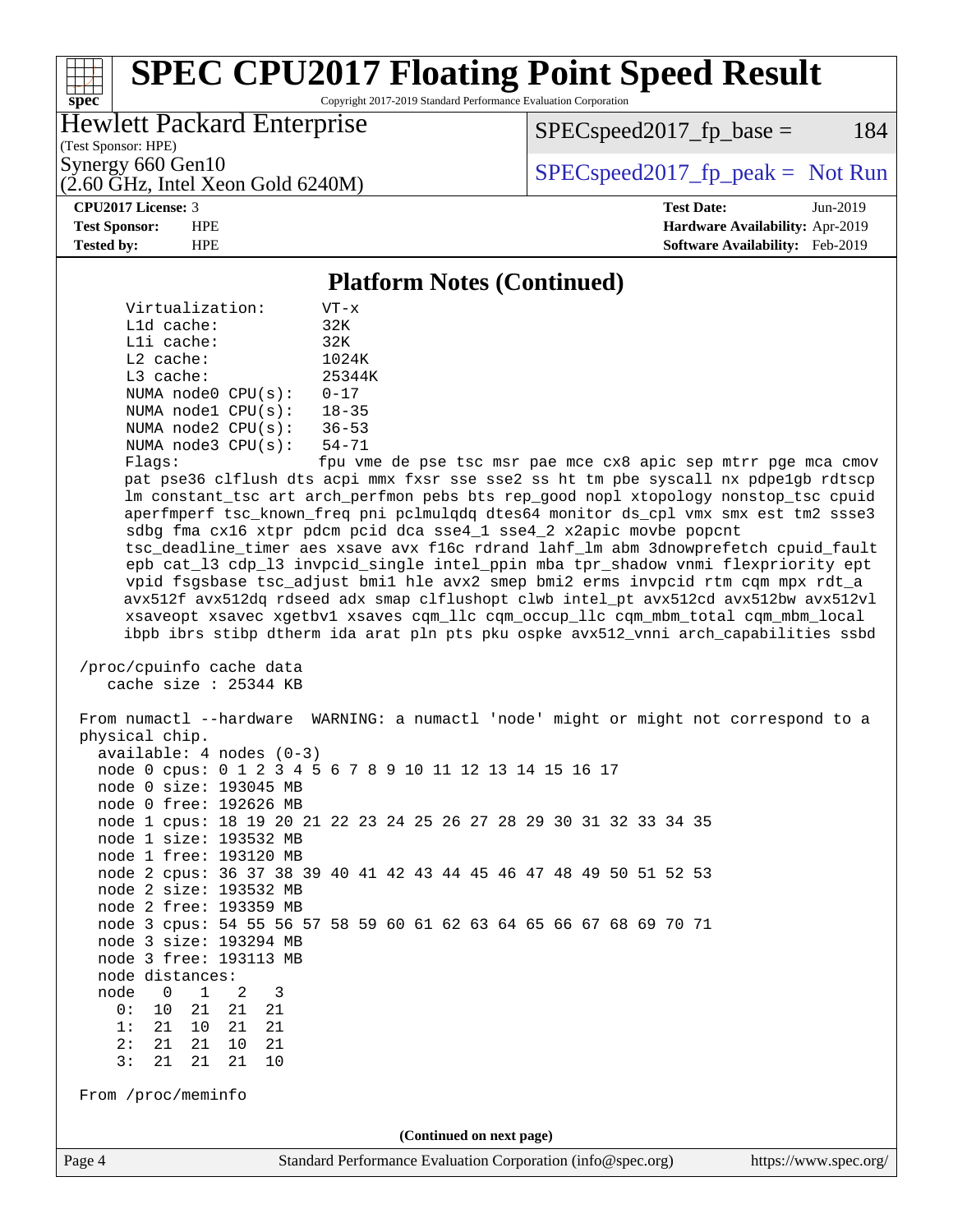## Platform Notes (Continued)

```
     Virtualization:      VT-x
     L1d cache:           32K
     L1i cache:           32K
     L2 cache:            1024K
     L3 cache:            25344K
     NUMA node0 CPU(s):   0-17
     NUMA node1 CPU(s):   18-35
     NUMA node2 CPU(s):   36-53
     NUMA node3 CPU(s):   54-71
     Flags:               fpu vme de pse tsc msr pae mce cx8 apic sep mtrr pge mca cmov
     pat pse36 clflush dts acpi mmx fxsr sse sse2 ss ht tm pbe syscall nx pdpe1gb rdtscp
     lm constant_tsc art arch_perfmon pebs bts rep_good nopl xtopology nonstop_tsc cpuid
     aperfmperf tsc_known_freq pni pclmulqdq dtes64 monitor ds_cpl vmx smx est tm2 ssse3
     sdbg fma cx16 xtpr pdcm pcid dca sse4_1 sse4_2 x2apic movbe popcnt
     tsc_deadline_timer aes xsave avx f16c rdrand lahf_lm abm 3dnowprefetch cpuid_fault
     epb cat_l3 cdp_l3 invpcid_single intel_ppin mba tpr_shadow vnmi flexpriority ept
     vpid fsgsbase tsc_adjust bmi1 hle avx2 smep bmi2 erms invpcid rtm cqm mpx rdt_a
     avx512f avx512dq rdseed adx smap clflushopt clwb intel_pt avx512cd avx512bw avx512vl
     xsaveopt xsavec xgetbv1 xsaves cqm_llc cqm_occup_llc cqm_mbm_total cqm_mbm_local
     ibpb ibrs stibp dtherm ida arat pln pts pku ospke avx512_vnni arch_capabilities ssbd

 /proc/cpuinfo cache data
    cache size : 25344 KB

 From numactl --hardware  WARNING: a numactl 'node' might or might not correspond to a
 physical chip.
   available: 4 nodes (0-3)
   node 0 cpus: 0 1 2 3 4 5 6 7 8 9 10 11 12 13 14 15 16 17
   node 0 size: 193045 MB
   node 0 free: 192626 MB
   node 1 cpus: 18 19 20 21 22 23 24 25 26 27 28 29 30 31 32 33 34 35
   node 1 size: 193532 MB
   node 1 free: 193120 MB
   node 2 cpus: 36 37 38 39 40 41 42 43 44 45 46 47 48 49 50 51 52 53
   node 2 size: 193532 MB
   node 2 free: 193359 MB
   node 3 cpus: 54 55 56 57 58 59 60 61 62 63 64 65 66 67 68 69 70 71
   node 3 size: 193294 MB
   node 3 free: 193113 MB
   node distances:
   node   0   1   2   3
     0:  10  21  21  21
     1:  21  10  21  21
     2:  21  21  10  21
     3:  21  21  21  10

 From /proc/meminfo
```

**(Continued on next page)**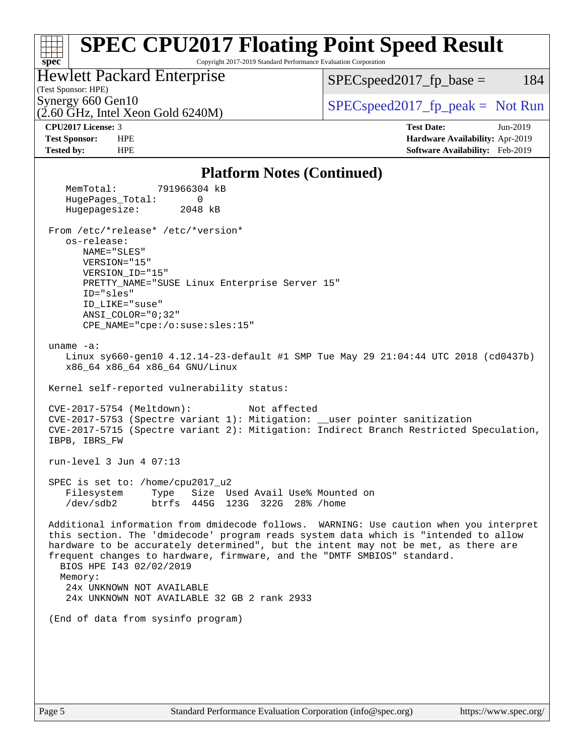## Platform Notes (Continued)

```
    MemTotal:       791966304 kB
    HugePages_Total:       0
    Hugepagesize:       2048 kB

 From /etc/*release* /etc/*version*
    os-release:
       NAME="SLES"
       VERSION="15"
       VERSION_ID="15"
       PRETTY_NAME="SUSE Linux Enterprise Server 15"
       ID="sles"
       ID_LIKE="suse"
       ANSI_COLOR="0;32"
       CPE_NAME="cpe:/o:suse:sles:15"

 uname -a:
    Linux sy660-gen10 4.12.14-23-default #1 SMP Tue May 29 21:04:44 UTC 2018 (cd0437b)
    x86_64 x86_64 x86_64 GNU/Linux

 Kernel self-reported vulnerability status:

 CVE-2017-5754 (Meltdown):          Not affected
 CVE-2017-5753 (Spectre variant 1): Mitigation: __user pointer sanitization
 CVE-2017-5715 (Spectre variant 2): Mitigation: Indirect Branch Restricted Speculation,
 IBPB, IBRS_FW

 run-level 3 Jun 4 07:13

 SPEC is set to: /home/cpu2017_u2
    Filesystem     Type   Size  Used Avail Use% Mounted on
    /dev/sdb2      btrfs  445G  123G  322G  28% /home

 Additional information from dmidecode follows.  WARNING: Use caution when you interpret
 this section. The 'dmidecode' program reads system data which is "intended to allow
 hardware to be accurately determined", but the intent may not be met, as there are
 frequent changes to hardware, firmware, and the "DMTF SMBIOS" standard.
   BIOS HPE I43 02/02/2019
   Memory:
    24x UNKNOWN NOT AVAILABLE
    24x UNKNOWN NOT AVAILABLE 32 GB 2 rank 2933

 (End of data from sysinfo program)
```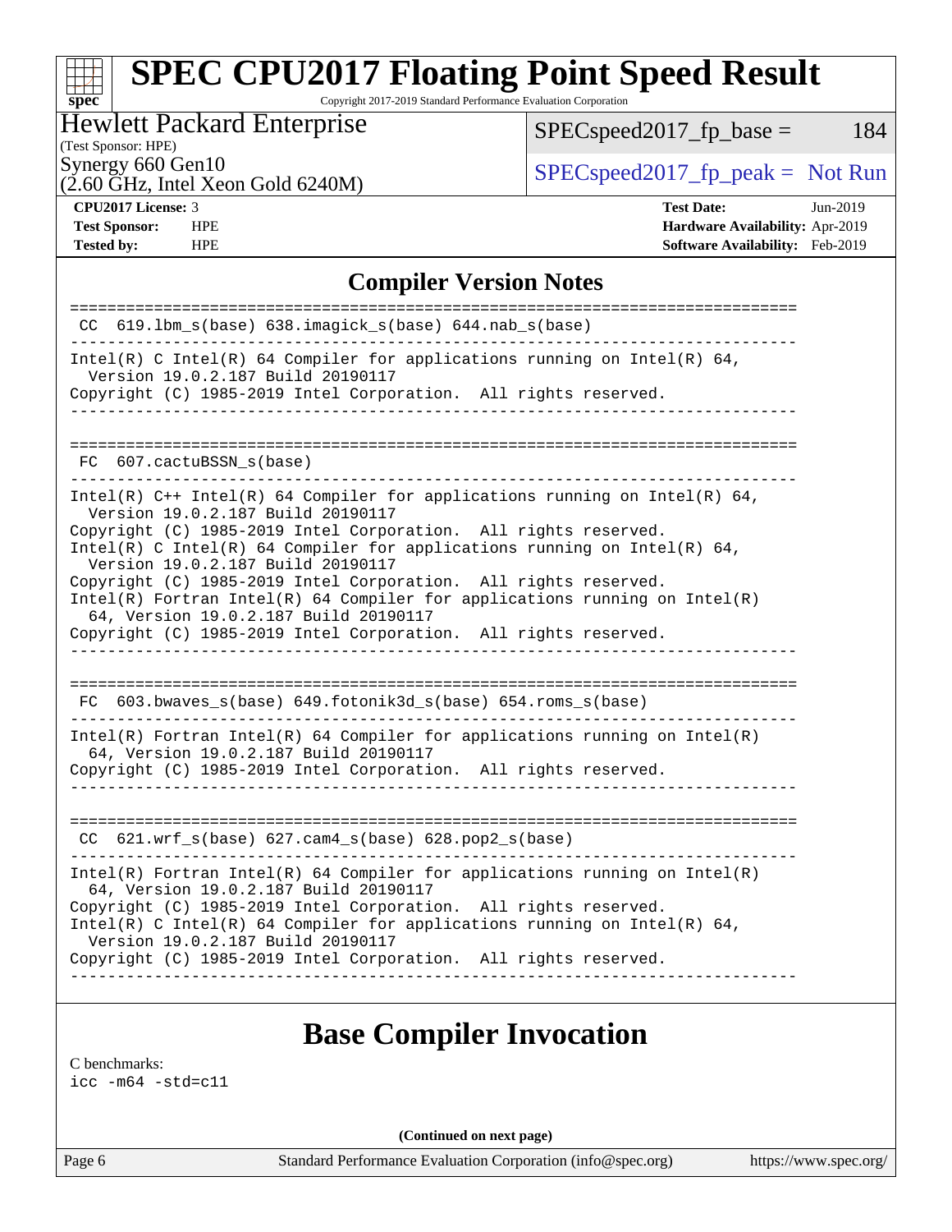# SPEC CPU2017 Floating Point Speed Result

Copyright 2017-2019 Standard Performance Evaluation Corporation

**Hewlett Packard Enterprise**
(Test Sponsor: HPE)
Synergy 660 Gen10
(2.60 GHz, Intel Xeon Gold 6240M)

SPECspeed2017_fp_base = 184

SPECspeed2017_fp_peak = Not Run

| | | | |
|---|---|---|---|
| **CPU2017 License:** | 3 | **Test Date:** | Jun-2019 |
| **Test Sponsor:** | HPE | **Hardware Availability:** | Apr-2019 |
| **Tested by:** | HPE | **Software Availability:** | Feb-2019 |

## Compiler Version Notes

```
==============================================================================
 CC  619.lbm_s(base) 638.imagick_s(base) 644.nab_s(base)
------------------------------------------------------------------------------
Intel(R) C Intel(R) 64 Compiler for applications running on Intel(R) 64,
  Version 19.0.2.187 Build 20190117
Copyright (C) 1985-2019 Intel Corporation.  All rights reserved.
------------------------------------------------------------------------------

==============================================================================
 FC  607.cactuBSSN_s(base)
------------------------------------------------------------------------------
Intel(R) C++ Intel(R) 64 Compiler for applications running on Intel(R) 64,
  Version 19.0.2.187 Build 20190117
Copyright (C) 1985-2019 Intel Corporation.  All rights reserved.
Intel(R) C Intel(R) 64 Compiler for applications running on Intel(R) 64,
  Version 19.0.2.187 Build 20190117
Copyright (C) 1985-2019 Intel Corporation.  All rights reserved.
Intel(R) Fortran Intel(R) 64 Compiler for applications running on Intel(R)
  64, Version 19.0.2.187 Build 20190117
Copyright (C) 1985-2019 Intel Corporation.  All rights reserved.
------------------------------------------------------------------------------

==============================================================================
 FC  603.bwaves_s(base) 649.fotonik3d_s(base) 654.roms_s(base)
------------------------------------------------------------------------------
Intel(R) Fortran Intel(R) 64 Compiler for applications running on Intel(R)
  64, Version 19.0.2.187 Build 20190117
Copyright (C) 1985-2019 Intel Corporation.  All rights reserved.
------------------------------------------------------------------------------

==============================================================================
 CC  621.wrf_s(base) 627.cam4_s(base) 628.pop2_s(base)
------------------------------------------------------------------------------
Intel(R) Fortran Intel(R) 64 Compiler for applications running on Intel(R)
  64, Version 19.0.2.187 Build 20190117
Copyright (C) 1985-2019 Intel Corporation.  All rights reserved.
Intel(R) C Intel(R) 64 Compiler for applications running on Intel(R) 64,
  Version 19.0.2.187 Build 20190117
Copyright (C) 1985-2019 Intel Corporation.  All rights reserved.
------------------------------------------------------------------------------
```

## Base Compiler Invocation

C benchmarks:
`icc -m64 -std=c11`

**(Continued on next page)**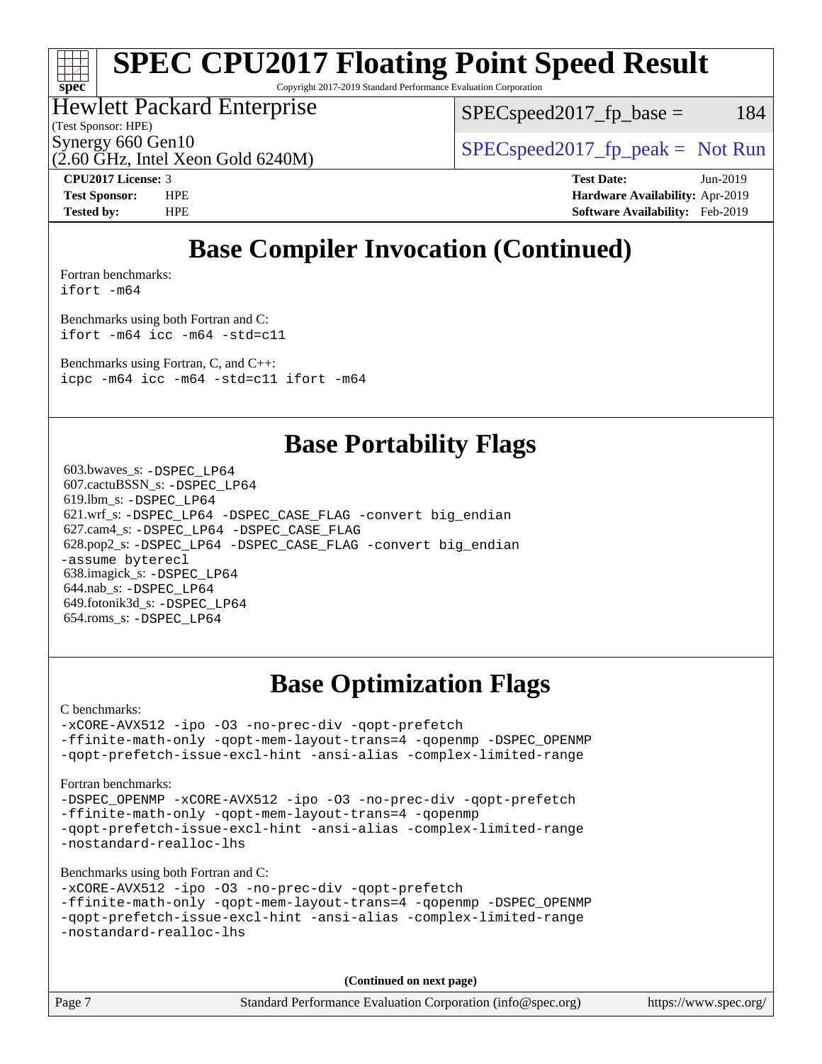# SPEC CPU2017 Floating Point Speed Result

Copyright 2017-2019 Standard Performance Evaluation Corporation

**Hewlett Packard Enterprise**
(Test Sponsor: HPE)
Synergy 660 Gen10
(2.60 GHz, Intel Xeon Gold 6240M)

SPECspeed2017_fp_base = 184

SPECspeed2017_fp_peak = Not Run

**CPU2017 License:** 3
**Test Sponsor:** HPE
**Tested by:** HPE

**Test Date:** Jun-2019
**Hardware Availability:** Apr-2019
**Software Availability:** Feb-2019

## Base Compiler Invocation (Continued)

Fortran benchmarks:
```
ifort -m64
```

Benchmarks using both Fortran and C:
```
ifort -m64 icc -m64 -std=c11
```

Benchmarks using Fortran, C, and C++:
```
icpc -m64 icc -m64 -std=c11 ifort -m64
```

## Base Portability Flags

603.bwaves_s: -DSPEC_LP64
607.cactuBSSN_s: -DSPEC_LP64
619.lbm_s: -DSPEC_LP64
621.wrf_s: -DSPEC_LP64 -DSPEC_CASE_FLAG -convert big_endian
627.cam4_s: -DSPEC_LP64 -DSPEC_CASE_FLAG
628.pop2_s: -DSPEC_LP64 -DSPEC_CASE_FLAG -convert big_endian -assume byterecl
638.imagick_s: -DSPEC_LP64
644.nab_s: -DSPEC_LP64
649.fotonik3d_s: -DSPEC_LP64
654.roms_s: -DSPEC_LP64

## Base Optimization Flags

C benchmarks:
```
-xCORE-AVX512 -ipo -O3 -no-prec-div -qopt-prefetch
-ffinite-math-only -qopt-mem-layout-trans=4 -qopenmp -DSPEC_OPENMP
-qopt-prefetch-issue-excl-hint -ansi-alias -complex-limited-range
```

Fortran benchmarks:
```
-DSPEC_OPENMP -xCORE-AVX512 -ipo -O3 -no-prec-div -qopt-prefetch
-ffinite-math-only -qopt-mem-layout-trans=4 -qopenmp
-qopt-prefetch-issue-excl-hint -ansi-alias -complex-limited-range
-nostandard-realloc-lhs
```

Benchmarks using both Fortran and C:
```
-xCORE-AVX512 -ipo -O3 -no-prec-div -qopt-prefetch
-ffinite-math-only -qopt-mem-layout-trans=4 -qopenmp -DSPEC_OPENMP
-qopt-prefetch-issue-excl-hint -ansi-alias -complex-limited-range
-nostandard-realloc-lhs
```

**(Continued on next page)**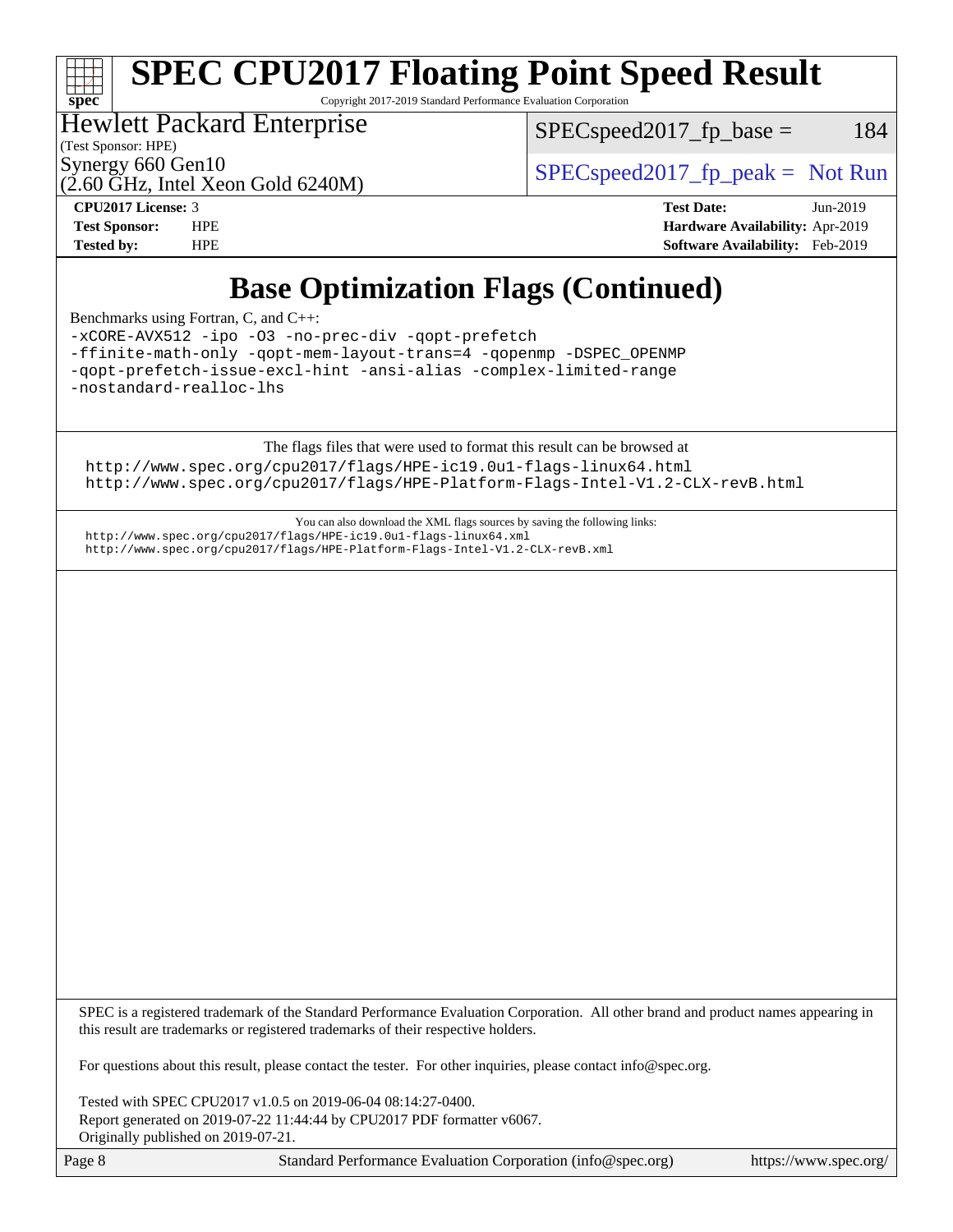# SPEC CPU2017 Floating Point Speed Result

Copyright 2017-2019 Standard Performance Evaluation Corporation

Hewlett Packard Enterprise
(Test Sponsor: HPE)
Synergy 660 Gen10
(2.60 GHz, Intel Xeon Gold 6240M)

SPECspeed2017_fp_base = 184

SPECspeed2017_fp_peak = Not Run

**CPU2017 License:** 3
**Test Sponsor:** HPE
**Tested by:** HPE

**Test Date:** Jun-2019
**Hardware Availability:** Apr-2019
**Software Availability:** Feb-2019

## Base Optimization Flags (Continued)

Benchmarks using Fortran, C, and C++:

```
-xCORE-AVX512 -ipo -O3 -no-prec-div -qopt-prefetch
-ffinite-math-only -qopt-mem-layout-trans=4 -qopenmp -DSPEC_OPENMP
-qopt-prefetch-issue-excl-hint -ansi-alias -complex-limited-range
-nostandard-realloc-lhs
```

The flags files that were used to format this result can be browsed at

http://www.spec.org/cpu2017/flags/HPE-ic19.0u1-flags-linux64.html
http://www.spec.org/cpu2017/flags/HPE-Platform-Flags-Intel-V1.2-CLX-revB.html

You can also download the XML flags sources by saving the following links:

http://www.spec.org/cpu2017/flags/HPE-ic19.0u1-flags-linux64.xml
http://www.spec.org/cpu2017/flags/HPE-Platform-Flags-Intel-V1.2-CLX-revB.xml

SPEC is a registered trademark of the Standard Performance Evaluation Corporation. All other brand and product names appearing in this result are trademarks or registered trademarks of their respective holders.

For questions about this result, please contact the tester. For other inquiries, please contact info@spec.org.

Tested with SPEC CPU2017 v1.0.5 on 2019-06-04 08:14:27-0400.
Report generated on 2019-07-22 11:44:44 by CPU2017 PDF formatter v6067.
Originally published on 2019-07-21.